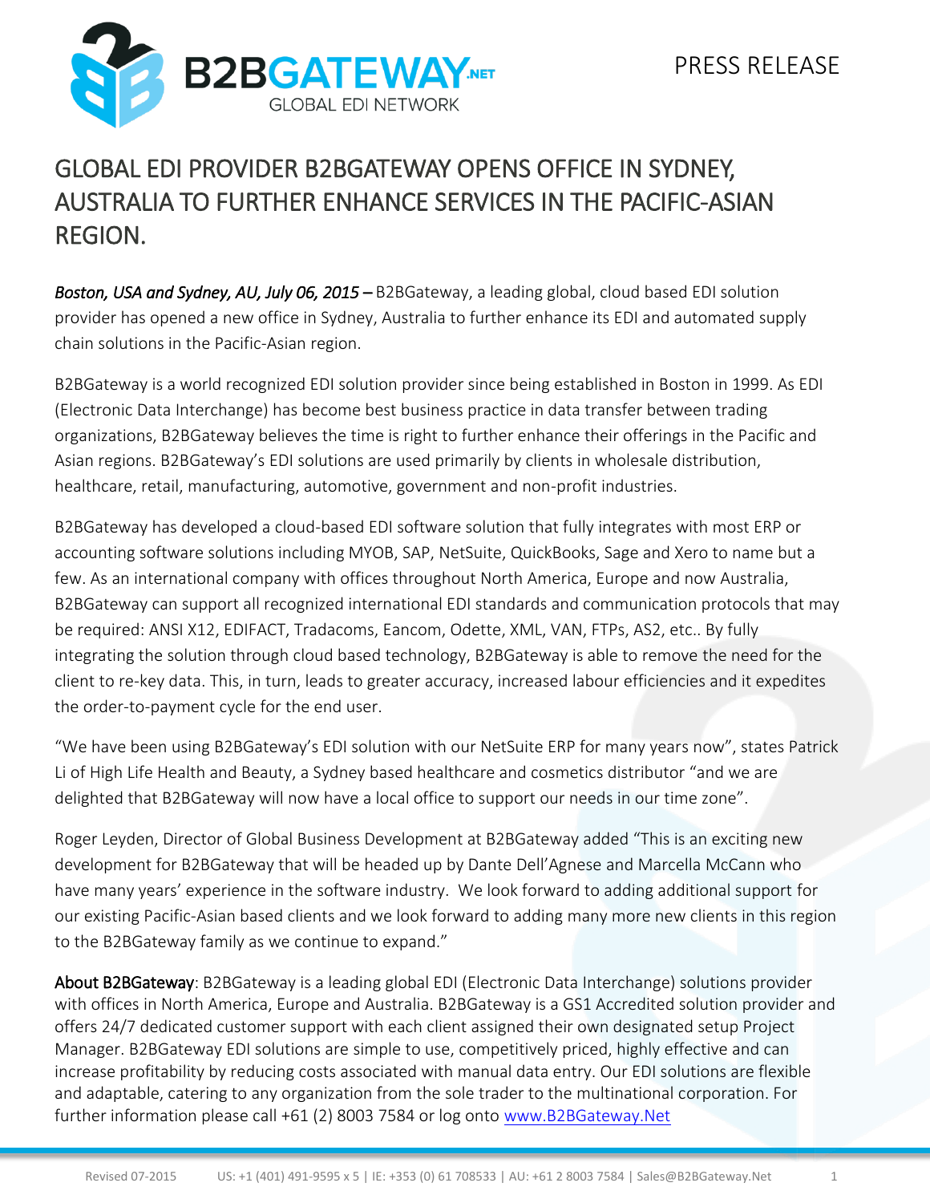B2BGATEWAY.NET
GLOBAL EDI NETWORK

PRESS RELEASE

# GLOBAL EDI PROVIDER B2BGATEWAY OPENS OFFICE IN SYDNEY, AUSTRALIA TO FURTHER ENHANCE SERVICES IN THE PACIFIC-ASIAN REGION.

***Boston, USA and Sydney, AU, July 06, 2015 –*** B2BGateway, a leading global, cloud based EDI solution provider has opened a new office in Sydney, Australia to further enhance its EDI and automated supply chain solutions in the Pacific-Asian region.

B2BGateway is a world recognized EDI solution provider since being established in Boston in 1999. As EDI (Electronic Data Interchange) has become best business practice in data transfer between trading organizations, B2BGateway believes the time is right to further enhance their offerings in the Pacific and Asian regions. B2BGateway's EDI solutions are used primarily by clients in wholesale distribution, healthcare, retail, manufacturing, automotive, government and non-profit industries.

B2BGateway has developed a cloud-based EDI software solution that fully integrates with most ERP or accounting software solutions including MYOB, SAP, NetSuite, QuickBooks, Sage and Xero to name but a few. As an international company with offices throughout North America, Europe and now Australia, B2BGateway can support all recognized international EDI standards and communication protocols that may be required: ANSI X12, EDIFACT, Tradacoms, Eancom, Odette, XML, VAN, FTPs, AS2, etc.. By fully integrating the solution through cloud based technology, B2BGateway is able to remove the need for the client to re-key data. This, in turn, leads to greater accuracy, increased labour efficiencies and it expedites the order-to-payment cycle for the end user.

"We have been using B2BGateway's EDI solution with our NetSuite ERP for many years now", states Patrick Li of High Life Health and Beauty, a Sydney based healthcare and cosmetics distributor "and we are delighted that B2BGateway will now have a local office to support our needs in our time zone".

Roger Leyden, Director of Global Business Development at B2BGateway added "This is an exciting new development for B2BGateway that will be headed up by Dante Dell'Agnese and Marcella McCann who have many years' experience in the software industry. We look forward to adding additional support for our existing Pacific-Asian based clients and we look forward to adding many more new clients in this region to the B2BGateway family as we continue to expand."

**About B2BGateway**: B2BGateway is a leading global EDI (Electronic Data Interchange) solutions provider with offices in North America, Europe and Australia. B2BGateway is a GS1 Accredited solution provider and offers 24/7 dedicated customer support with each client assigned their own designated setup Project Manager. B2BGateway EDI solutions are simple to use, competitively priced, highly effective and can increase profitability by reducing costs associated with manual data entry. Our EDI solutions are flexible and adaptable, catering to any organization from the sole trader to the multinational corporation. For further information please call +61 (2) 8003 7584 or log onto [www.B2BGateway.Net](http://www.B2BGateway.Net)